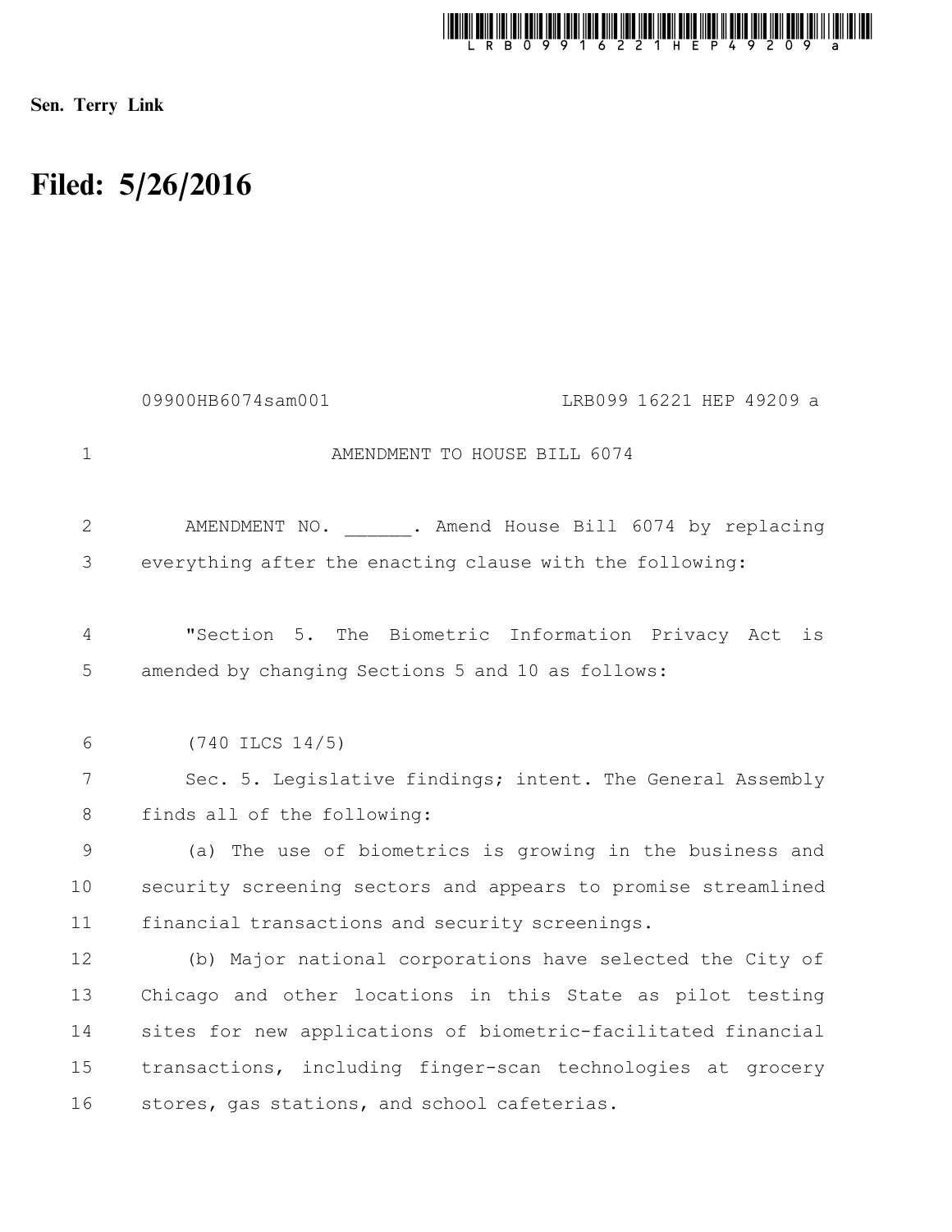Sen. Terry Link

# Filed: 5/26/2016

09900HB6074sam001 LRB099 16221 HEP 49209 a

AMENDMENT TO HOUSE BILL 6074

AMENDMENT NO. ______. Amend House Bill 6074 by replacing everything after the enacting clause with the following:

"Section 5. The Biometric Information Privacy Act is amended by changing Sections 5 and 10 as follows:

(740 ILCS 14/5)

Sec. 5. Legislative findings; intent. The General Assembly finds all of the following:

(a) The use of biometrics is growing in the business and security screening sectors and appears to promise streamlined financial transactions and security screenings.

(b) Major national corporations have selected the City of Chicago and other locations in this State as pilot testing sites for new applications of biometric-facilitated financial transactions, including finger-scan technologies at grocery stores, gas stations, and school cafeterias.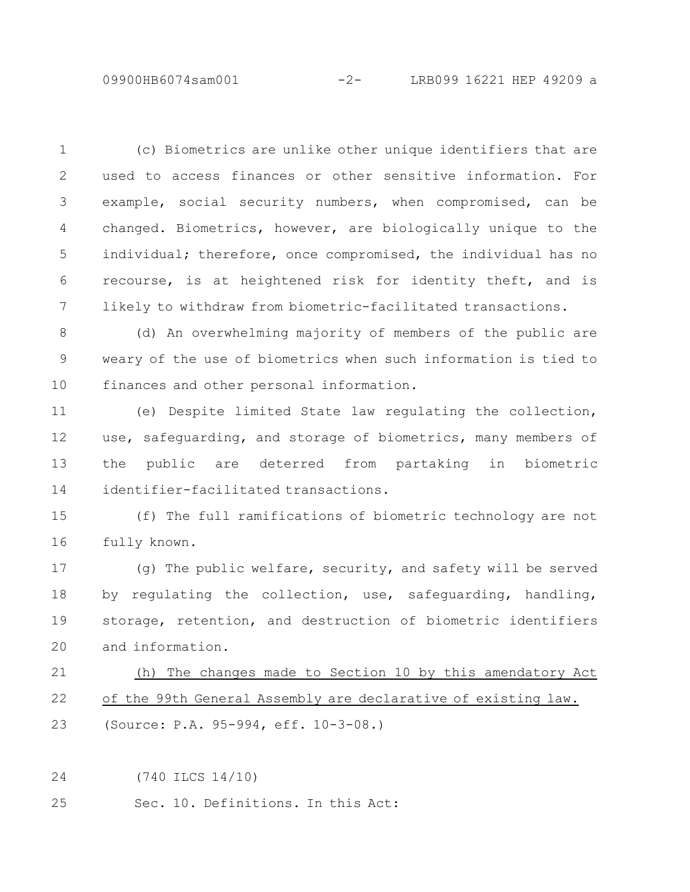(c) Biometrics are unlike other unique identifiers that are used to access finances or other sensitive information. For example, social security numbers, when compromised, can be changed. Biometrics, however, are biologically unique to the individual; therefore, once compromised, the individual has no recourse, is at heightened risk for identity theft, and is likely to withdraw from biometric-facilitated transactions.

(d) An overwhelming majority of members of the public are weary of the use of biometrics when such information is tied to finances and other personal information.

(e) Despite limited State law regulating the collection, use, safeguarding, and storage of biometrics, many members of the public are deterred from partaking in biometric identifier-facilitated transactions.

(f) The full ramifications of biometric technology are not fully known.

(g) The public welfare, security, and safety will be served by regulating the collection, use, safeguarding, handling, storage, retention, and destruction of biometric identifiers and information.

<u>(h) The changes made to Section 10 by this amendatory Act of the 99th General Assembly are declarative of existing law.</u>

(Source: P.A. 95-994, eff. 10-3-08.)

(740 ILCS 14/10)

Sec. 10. Definitions. In this Act: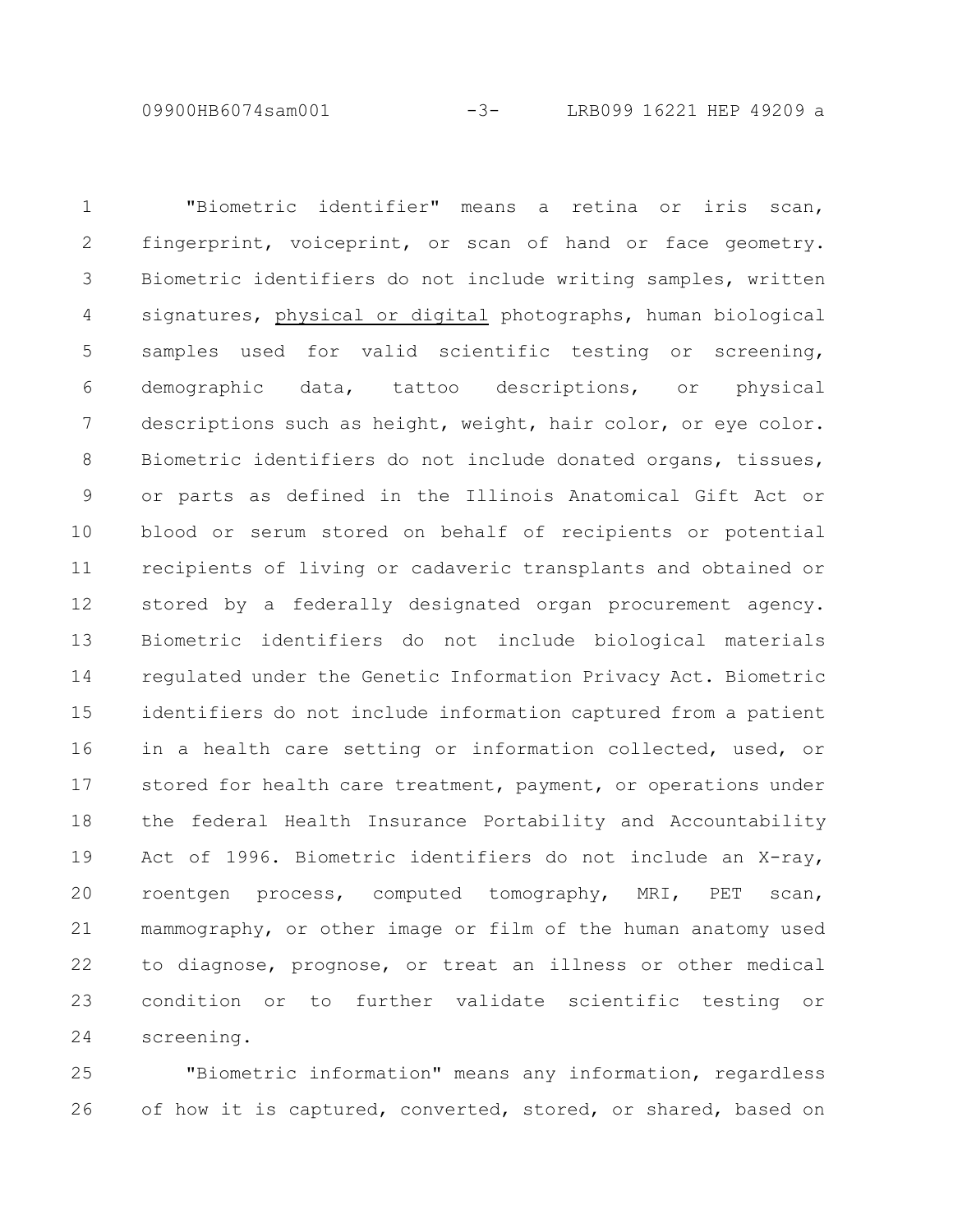"Biometric identifier" means a retina or iris scan, fingerprint, voiceprint, or scan of hand or face geometry. Biometric identifiers do not include writing samples, written signatures, <u>physical or digital</u> photographs, human biological samples used for valid scientific testing or screening, demographic data, tattoo descriptions, or physical descriptions such as height, weight, hair color, or eye color. Biometric identifiers do not include donated organs, tissues, or parts as defined in the Illinois Anatomical Gift Act or blood or serum stored on behalf of recipients or potential recipients of living or cadaveric transplants and obtained or stored by a federally designated organ procurement agency. Biometric identifiers do not include biological materials regulated under the Genetic Information Privacy Act. Biometric identifiers do not include information captured from a patient in a health care setting or information collected, used, or stored for health care treatment, payment, or operations under the federal Health Insurance Portability and Accountability Act of 1996. Biometric identifiers do not include an X-ray, roentgen process, computed tomography, MRI, PET scan, mammography, or other image or film of the human anatomy used to diagnose, prognose, or treat an illness or other medical condition or to further validate scientific testing or screening.

"Biometric information" means any information, regardless of how it is captured, converted, stored, or shared, based on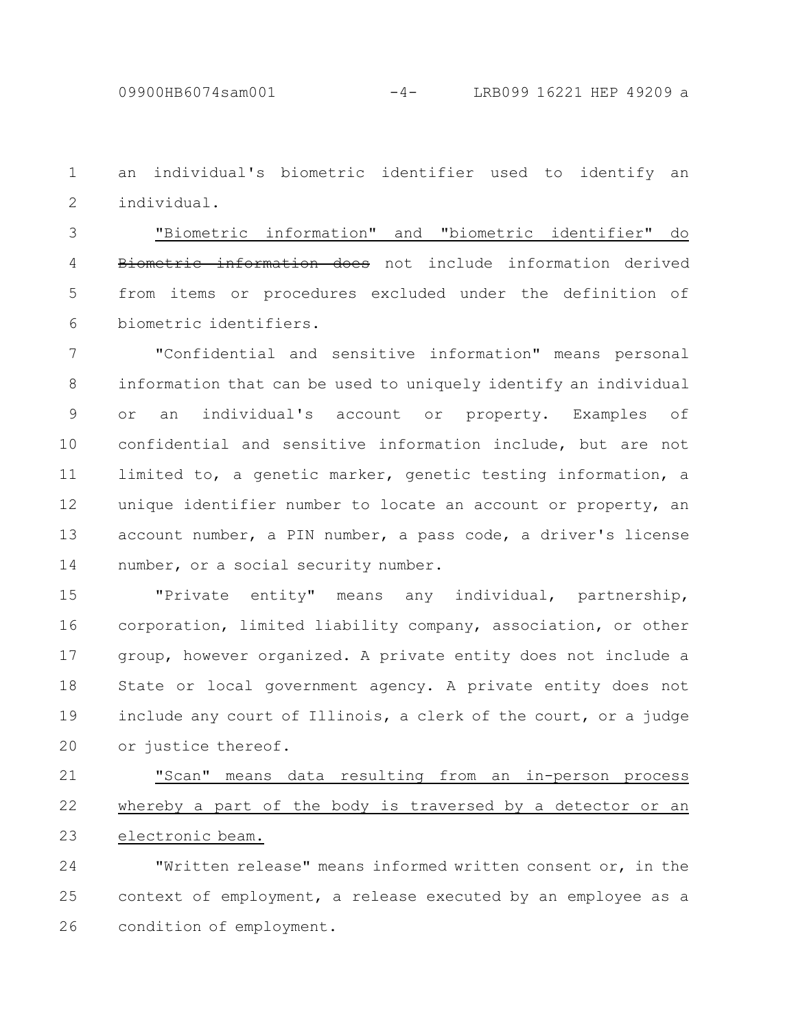an individual's biometric identifier used to identify an individual.

<u>"Biometric information" and "biometric identifier" do</u> ~~Biometric information does~~ not include information derived from items or procedures excluded under the definition of biometric identifiers.

"Confidential and sensitive information" means personal information that can be used to uniquely identify an individual or an individual's account or property. Examples of confidential and sensitive information include, but are not limited to, a genetic marker, genetic testing information, a unique identifier number to locate an account or property, an account number, a PIN number, a pass code, a driver's license number, or a social security number.

"Private entity" means any individual, partnership, corporation, limited liability company, association, or other group, however organized. A private entity does not include a State or local government agency. A private entity does not include any court of Illinois, a clerk of the court, or a judge or justice thereof.

<u>"Scan" means data resulting from an in-person process whereby a part of the body is traversed by a detector or an electronic beam.</u>

"Written release" means informed written consent or, in the context of employment, a release executed by an employee as a condition of employment.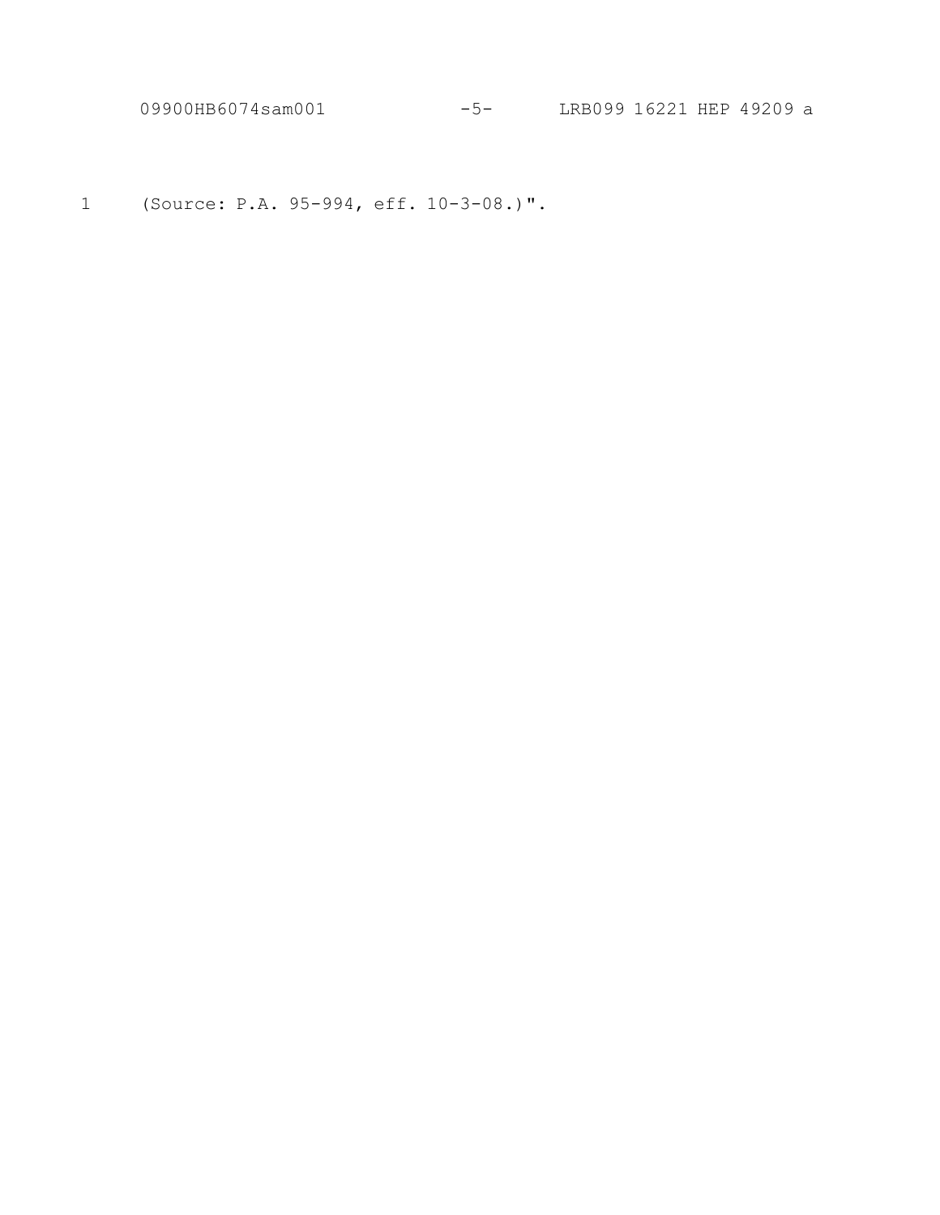(Source: P.A. 95-994, eff. 10-3-08.)".